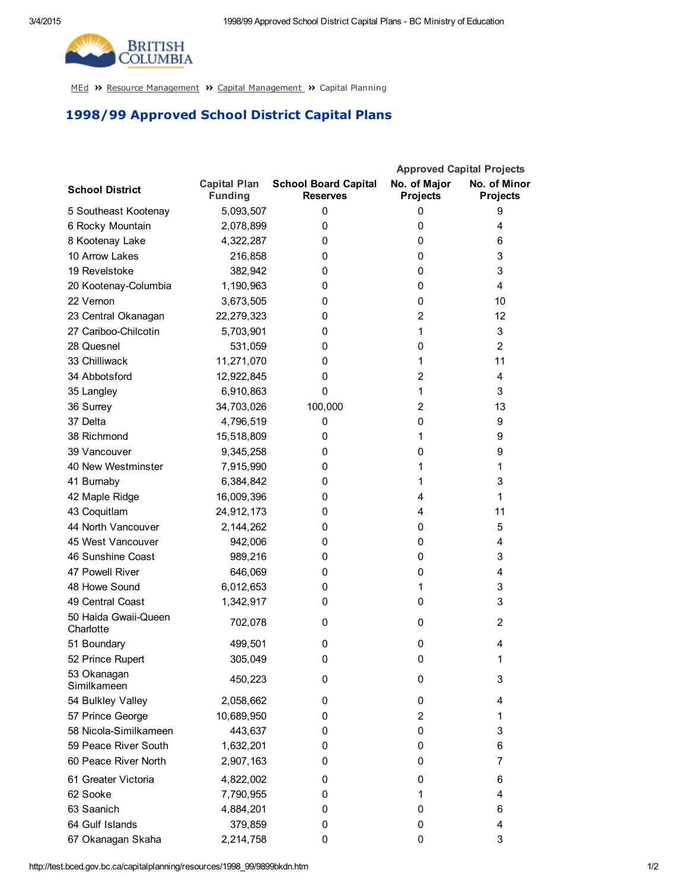MEd » Resource Management » Capital Management » Capital Planning

# 1998/99 Approved School District Capital Plans

| School District | Capital Plan Funding | School Board Capital Reserves | Approved Capital Projects | |
|---|---|---|---|---|
| | | | No. of Major Projects | No. of Minor Projects |
| 5 Southeast Kootenay | 5,093,507 | 0 | 0 | 9 |
| 6 Rocky Mountain | 2,078,899 | 0 | 0 | 4 |
| 8 Kootenay Lake | 4,322,287 | 0 | 0 | 6 |
| 10 Arrow Lakes | 216,858 | 0 | 0 | 3 |
| 19 Revelstoke | 382,942 | 0 | 0 | 3 |
| 20 Kootenay-Columbia | 1,190,963 | 0 | 0 | 4 |
| 22 Vernon | 3,673,505 | 0 | 0 | 10 |
| 23 Central Okanagan | 22,279,323 | 0 | 2 | 12 |
| 27 Cariboo-Chilcotin | 5,703,901 | 0 | 1 | 3 |
| 28 Quesnel | 531,059 | 0 | 0 | 2 |
| 33 Chilliwack | 11,271,070 | 0 | 1 | 11 |
| 34 Abbotsford | 12,922,845 | 0 | 2 | 4 |
| 35 Langley | 6,910,863 | 0 | 1 | 3 |
| 36 Surrey | 34,703,026 | 100,000 | 2 | 13 |
| 37 Delta | 4,796,519 | 0 | 0 | 9 |
| 38 Richmond | 15,518,809 | 0 | 1 | 9 |
| 39 Vancouver | 9,345,258 | 0 | 0 | 9 |
| 40 New Westminster | 7,915,990 | 0 | 1 | 1 |
| 41 Burnaby | 6,384,842 | 0 | 1 | 3 |
| 42 Maple Ridge | 16,009,396 | 0 | 4 | 1 |
| 43 Coquitlam | 24,912,173 | 0 | 4 | 11 |
| 44 North Vancouver | 2,144,262 | 0 | 0 | 5 |
| 45 West Vancouver | 942,006 | 0 | 0 | 4 |
| 46 Sunshine Coast | 989,216 | 0 | 0 | 3 |
| 47 Powell River | 646,069 | 0 | 0 | 4 |
| 48 Howe Sound | 6,012,653 | 0 | 1 | 3 |
| 49 Central Coast | 1,342,917 | 0 | 0 | 3 |
| 50 Haida Gwaii-Queen Charlotte | 702,078 | 0 | 0 | 2 |
| 51 Boundary | 499,501 | 0 | 0 | 4 |
| 52 Prince Rupert | 305,049 | 0 | 0 | 1 |
| 53 Okanagan Similkameen | 450,223 | 0 | 0 | 3 |
| 54 Bulkley Valley | 2,058,662 | 0 | 0 | 4 |
| 57 Prince George | 10,689,950 | 0 | 2 | 1 |
| 58 Nicola-Similkameen | 443,637 | 0 | 0 | 3 |
| 59 Peace River South | 1,632,201 | 0 | 0 | 6 |
| 60 Peace River North | 2,907,163 | 0 | 0 | 7 |
| 61 Greater Victoria | 4,822,002 | 0 | 0 | 6 |
| 62 Sooke | 7,790,955 | 0 | 1 | 4 |
| 63 Saanich | 4,884,201 | 0 | 0 | 6 |
| 64 Gulf Islands | 379,859 | 0 | 0 | 4 |
| 67 Okanagan Skaha | 2,214,758 | 0 | 0 | 3 |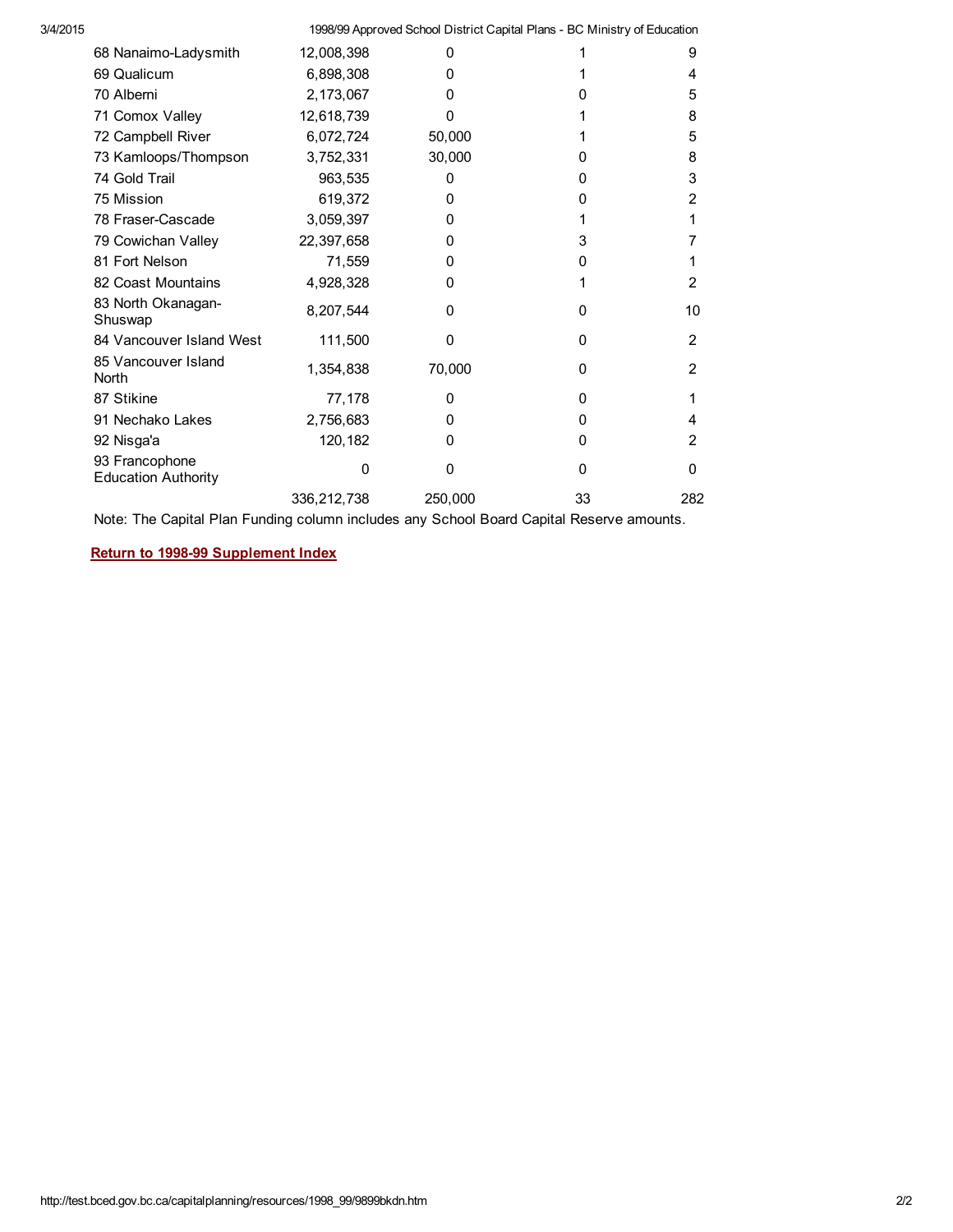| | | | | |
|---|---|---|---|---|
| 68 Nanaimo-Ladysmith | 12,008,398 | 0 | 1 | 9 |
| 69 Qualicum | 6,898,308 | 0 | 1 | 4 |
| 70 Alberni | 2,173,067 | 0 | 0 | 5 |
| 71 Comox Valley | 12,618,739 | 0 | 1 | 8 |
| 72 Campbell River | 6,072,724 | 50,000 | 1 | 5 |
| 73 Kamloops/Thompson | 3,752,331 | 30,000 | 0 | 8 |
| 74 Gold Trail | 963,535 | 0 | 0 | 3 |
| 75 Mission | 619,372 | 0 | 0 | 2 |
| 78 Fraser-Cascade | 3,059,397 | 0 | 1 | 1 |
| 79 Cowichan Valley | 22,397,658 | 0 | 3 | 7 |
| 81 Fort Nelson | 71,559 | 0 | 0 | 1 |
| 82 Coast Mountains | 4,928,328 | 0 | 1 | 2 |
| 83 North Okanagan-Shuswap | 8,207,544 | 0 | 0 | 10 |
| 84 Vancouver Island West | 111,500 | 0 | 0 | 2 |
| 85 Vancouver Island North | 1,354,838 | 70,000 | 0 | 2 |
| 87 Stikine | 77,178 | 0 | 0 | 1 |
| 91 Nechako Lakes | 2,756,683 | 0 | 0 | 4 |
| 92 Nisga'a | 120,182 | 0 | 0 | 2 |
| 93 Francophone Education Authority | 0 | 0 | 0 | 0 |
| | 336,212,738 | 250,000 | 33 | 282 |

Note: The Capital Plan Funding column includes any School Board Capital Reserve amounts.

**Return to 1998-99 Supplement Index**